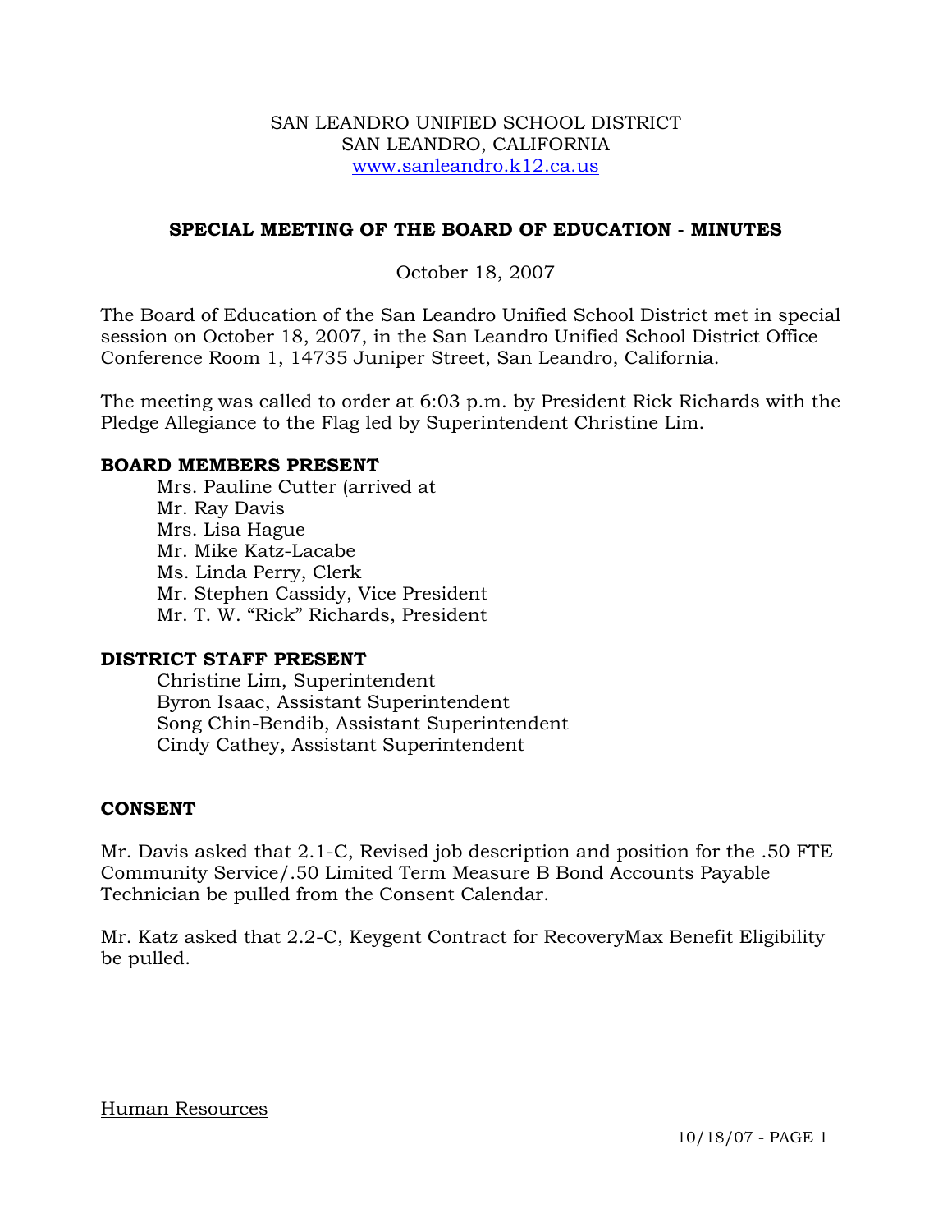SAN LEANDRO UNIFIED SCHOOL DISTRICT
SAN LEANDRO, CALIFORNIA
www.sanleandro.k12.ca.us

## SPECIAL MEETING OF THE BOARD OF EDUCATION - MINUTES

October 18, 2007

The Board of Education of the San Leandro Unified School District met in special session on October 18, 2007, in the San Leandro Unified School District Office Conference Room 1, 14735 Juniper Street, San Leandro, California.

The meeting was called to order at 6:03 p.m. by President Rick Richards with the Pledge Allegiance to the Flag led by Superintendent Christine Lim.

### BOARD MEMBERS PRESENT

Mrs. Pauline Cutter (arrived at
Mr. Ray Davis
Mrs. Lisa Hague
Mr. Mike Katz-Lacabe
Ms. Linda Perry, Clerk
Mr. Stephen Cassidy, Vice President
Mr. T. W. "Rick" Richards, President

### DISTRICT STAFF PRESENT

Christine Lim, Superintendent
Byron Isaac, Assistant Superintendent
Song Chin-Bendib, Assistant Superintendent
Cindy Cathey, Assistant Superintendent

### CONSENT

Mr. Davis asked that 2.1-C, Revised job description and position for the .50 FTE Community Service/.50 Limited Term Measure B Bond Accounts Payable Technician be pulled from the Consent Calendar.

Mr. Katz asked that 2.2-C, Keygent Contract for RecoveryMax Benefit Eligibility be pulled.

Human Resources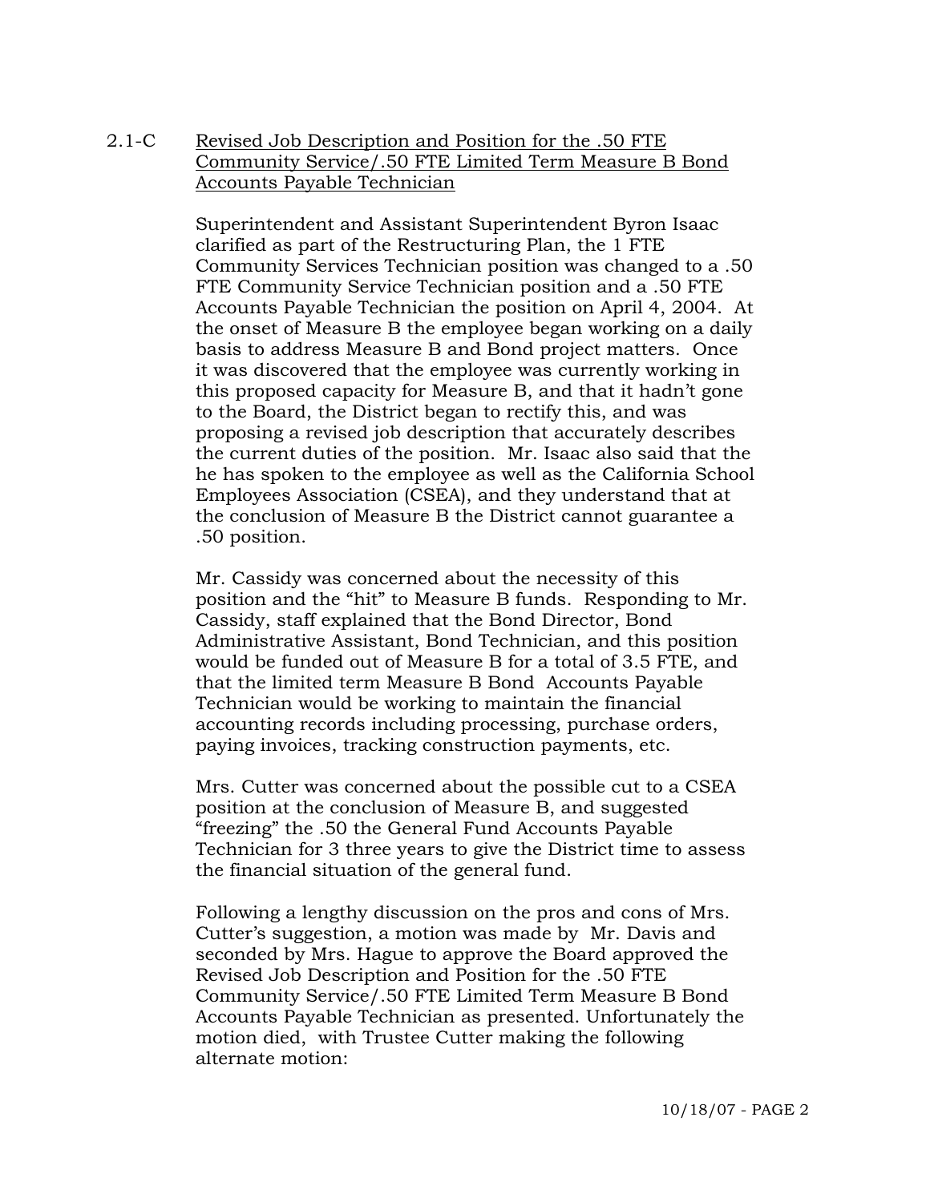2.1-C <u>Revised Job Description and Position for the .50 FTE Community Service/.50 FTE Limited Term Measure B Bond Accounts Payable Technician</u>

Superintendent and Assistant Superintendent Byron Isaac clarified as part of the Restructuring Plan, the 1 FTE Community Services Technician position was changed to a .50 FTE Community Service Technician position and a .50 FTE Accounts Payable Technician the position on April 4, 2004. At the onset of Measure B the employee began working on a daily basis to address Measure B and Bond project matters. Once it was discovered that the employee was currently working in this proposed capacity for Measure B, and that it hadn't gone to the Board, the District began to rectify this, and was proposing a revised job description that accurately describes the current duties of the position. Mr. Isaac also said that the he has spoken to the employee as well as the California School Employees Association (CSEA), and they understand that at the conclusion of Measure B the District cannot guarantee a .50 position.

Mr. Cassidy was concerned about the necessity of this position and the "hit" to Measure B funds. Responding to Mr. Cassidy, staff explained that the Bond Director, Bond Administrative Assistant, Bond Technician, and this position would be funded out of Measure B for a total of 3.5 FTE, and that the limited term Measure B Bond Accounts Payable Technician would be working to maintain the financial accounting records including processing, purchase orders, paying invoices, tracking construction payments, etc.

Mrs. Cutter was concerned about the possible cut to a CSEA position at the conclusion of Measure B, and suggested "freezing" the .50 the General Fund Accounts Payable Technician for 3 three years to give the District time to assess the financial situation of the general fund.

Following a lengthy discussion on the pros and cons of Mrs. Cutter's suggestion, a motion was made by Mr. Davis and seconded by Mrs. Hague to approve the Board approved the Revised Job Description and Position for the .50 FTE Community Service/.50 FTE Limited Term Measure B Bond Accounts Payable Technician as presented. Unfortunately the motion died, with Trustee Cutter making the following alternate motion: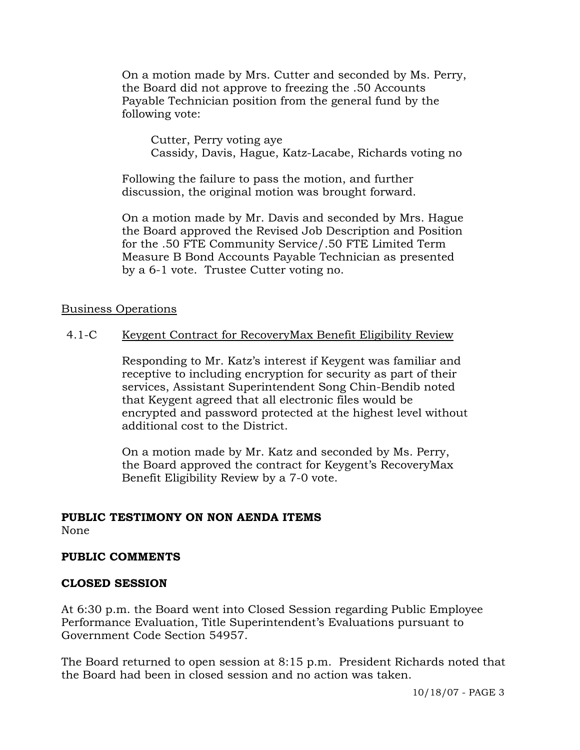On a motion made by Mrs. Cutter and seconded by Ms. Perry, the Board did not approve to freezing the .50 Accounts Payable Technician position from the general fund by the following vote:

Cutter, Perry voting aye
Cassidy, Davis, Hague, Katz-Lacabe, Richards voting no

Following the failure to pass the motion, and further discussion, the original motion was brought forward.

On a motion made by Mr. Davis and seconded by Mrs. Hague the Board approved the Revised Job Description and Position for the .50 FTE Community Service/.50 FTE Limited Term Measure B Bond Accounts Payable Technician as presented by a 6-1 vote. Trustee Cutter voting no.

Business Operations

4.1-C Keygent Contract for RecoveryMax Benefit Eligibility Review

Responding to Mr. Katz's interest if Keygent was familiar and receptive to including encryption for security as part of their services, Assistant Superintendent Song Chin-Bendib noted that Keygent agreed that all electronic files would be encrypted and password protected at the highest level without additional cost to the District.

On a motion made by Mr. Katz and seconded by Ms. Perry, the Board approved the contract for Keygent's RecoveryMax Benefit Eligibility Review by a 7-0 vote.

**PUBLIC TESTIMONY ON NON AENDA ITEMS**
None

**PUBLIC COMMENTS**

**CLOSED SESSION**

At 6:30 p.m. the Board went into Closed Session regarding Public Employee Performance Evaluation, Title Superintendent's Evaluations pursuant to Government Code Section 54957.

The Board returned to open session at 8:15 p.m. President Richards noted that the Board had been in closed session and no action was taken.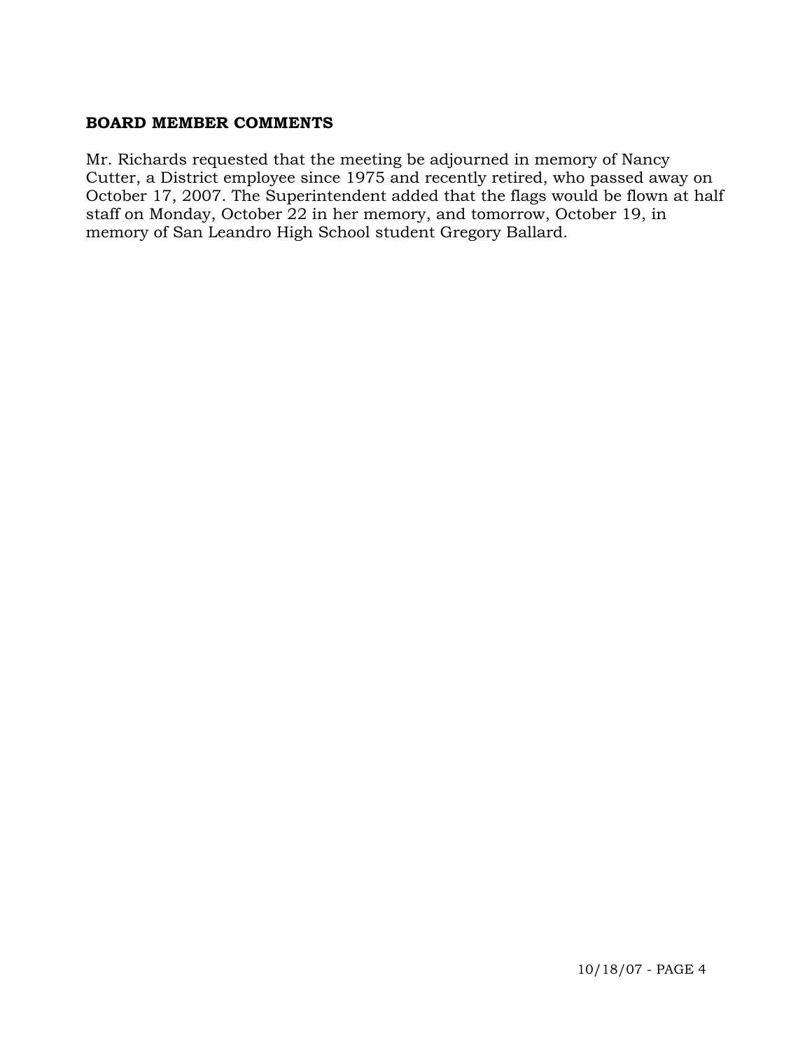## BOARD MEMBER COMMENTS

Mr. Richards requested that the meeting be adjourned in memory of Nancy Cutter, a District employee since 1975 and recently retired, who passed away on October 17, 2007. The Superintendent added that the flags would be flown at half staff on Monday, October 22 in her memory, and tomorrow, October 19, in memory of San Leandro High School student Gregory Ballard.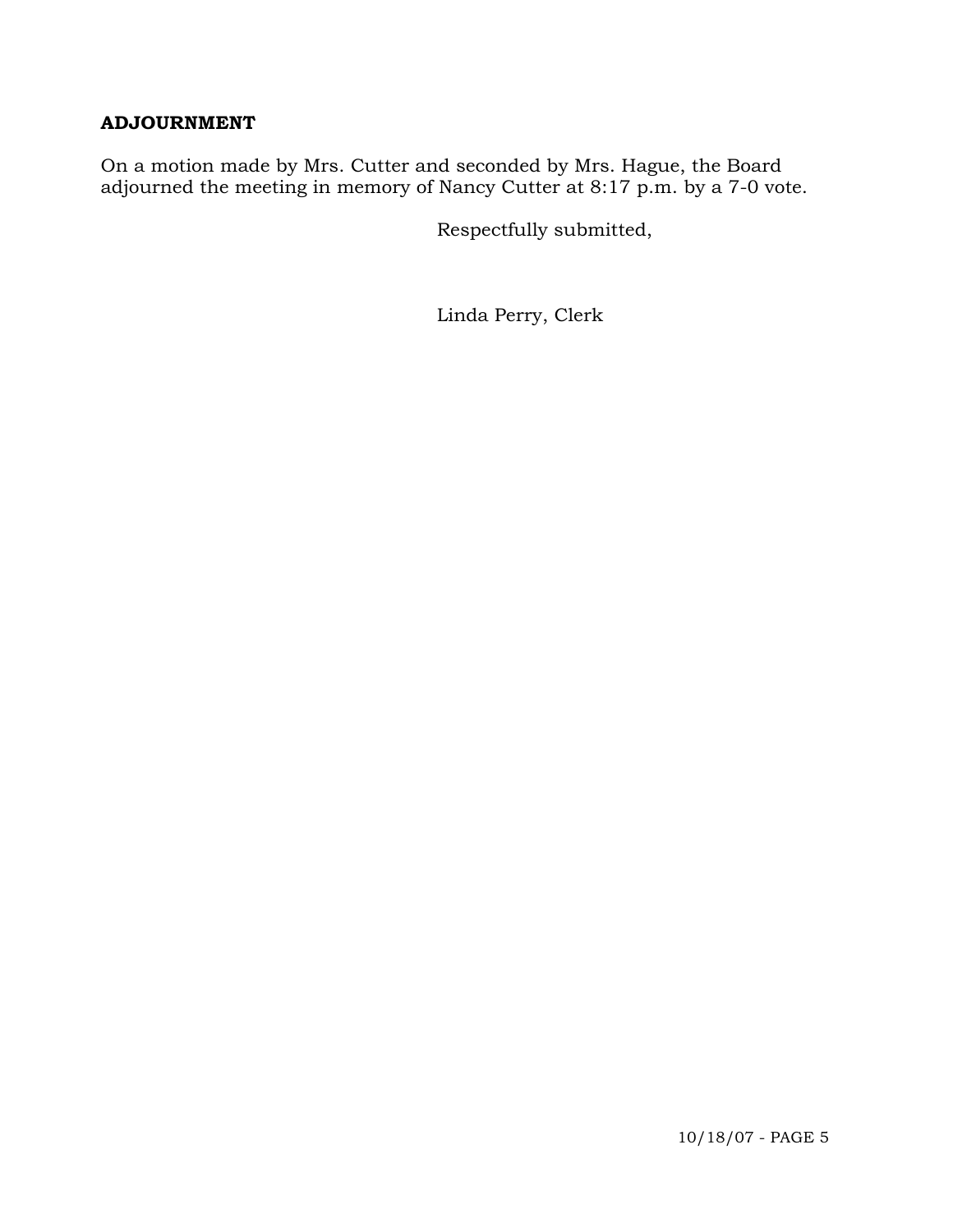**ADJOURNMENT**

On a motion made by Mrs. Cutter and seconded by Mrs. Hague, the Board adjourned the meeting in memory of Nancy Cutter at 8:17 p.m. by a 7-0 vote.

Respectfully submitted,

Linda Perry, Clerk